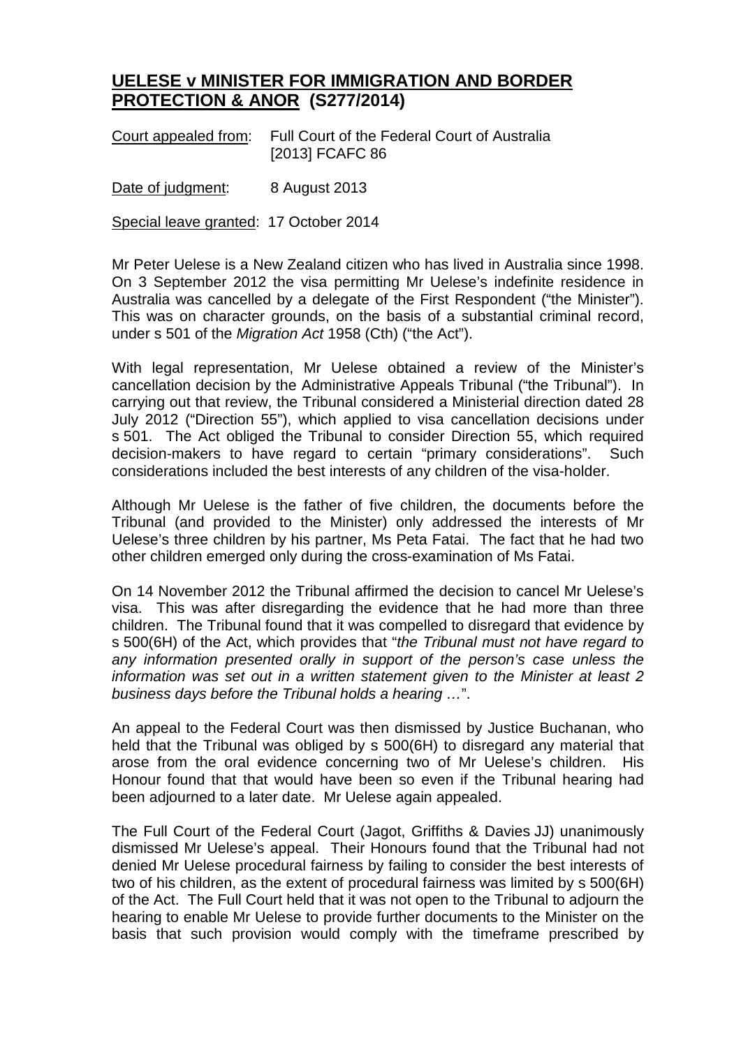# UELESE v MINISTER FOR IMMIGRATION AND BORDER PROTECTION & ANOR (S277/2014)

Court appealed from: Full Court of the Federal Court of Australia [2013] FCAFC 86

Date of judgment: 8 August 2013

Special leave granted: 17 October 2014

Mr Peter Uelese is a New Zealand citizen who has lived in Australia since 1998. On 3 September 2012 the visa permitting Mr Uelese's indefinite residence in Australia was cancelled by a delegate of the First Respondent ("the Minister"). This was on character grounds, on the basis of a substantial criminal record, under s 501 of the *Migration Act* 1958 (Cth) ("the Act").

With legal representation, Mr Uelese obtained a review of the Minister's cancellation decision by the Administrative Appeals Tribunal ("the Tribunal"). In carrying out that review, the Tribunal considered a Ministerial direction dated 28 July 2012 ("Direction 55"), which applied to visa cancellation decisions under s 501. The Act obliged the Tribunal to consider Direction 55, which required decision-makers to have regard to certain "primary considerations". Such considerations included the best interests of any children of the visa-holder.

Although Mr Uelese is the father of five children, the documents before the Tribunal (and provided to the Minister) only addressed the interests of Mr Uelese's three children by his partner, Ms Peta Fatai. The fact that he had two other children emerged only during the cross-examination of Ms Fatai.

On 14 November 2012 the Tribunal affirmed the decision to cancel Mr Uelese's visa. This was after disregarding the evidence that he had more than three children. The Tribunal found that it was compelled to disregard that evidence by s 500(6H) of the Act, which provides that "*the Tribunal must not have regard to any information presented orally in support of the person's case unless the information was set out in a written statement given to the Minister at least 2 business days before the Tribunal holds a hearing …*".

An appeal to the Federal Court was then dismissed by Justice Buchanan, who held that the Tribunal was obliged by s 500(6H) to disregard any material that arose from the oral evidence concerning two of Mr Uelese's children. His Honour found that that would have been so even if the Tribunal hearing had been adjourned to a later date. Mr Uelese again appealed.

The Full Court of the Federal Court (Jagot, Griffiths & Davies JJ) unanimously dismissed Mr Uelese's appeal. Their Honours found that the Tribunal had not denied Mr Uelese procedural fairness by failing to consider the best interests of two of his children, as the extent of procedural fairness was limited by s 500(6H) of the Act. The Full Court held that it was not open to the Tribunal to adjourn the hearing to enable Mr Uelese to provide further documents to the Minister on the basis that such provision would comply with the timeframe prescribed by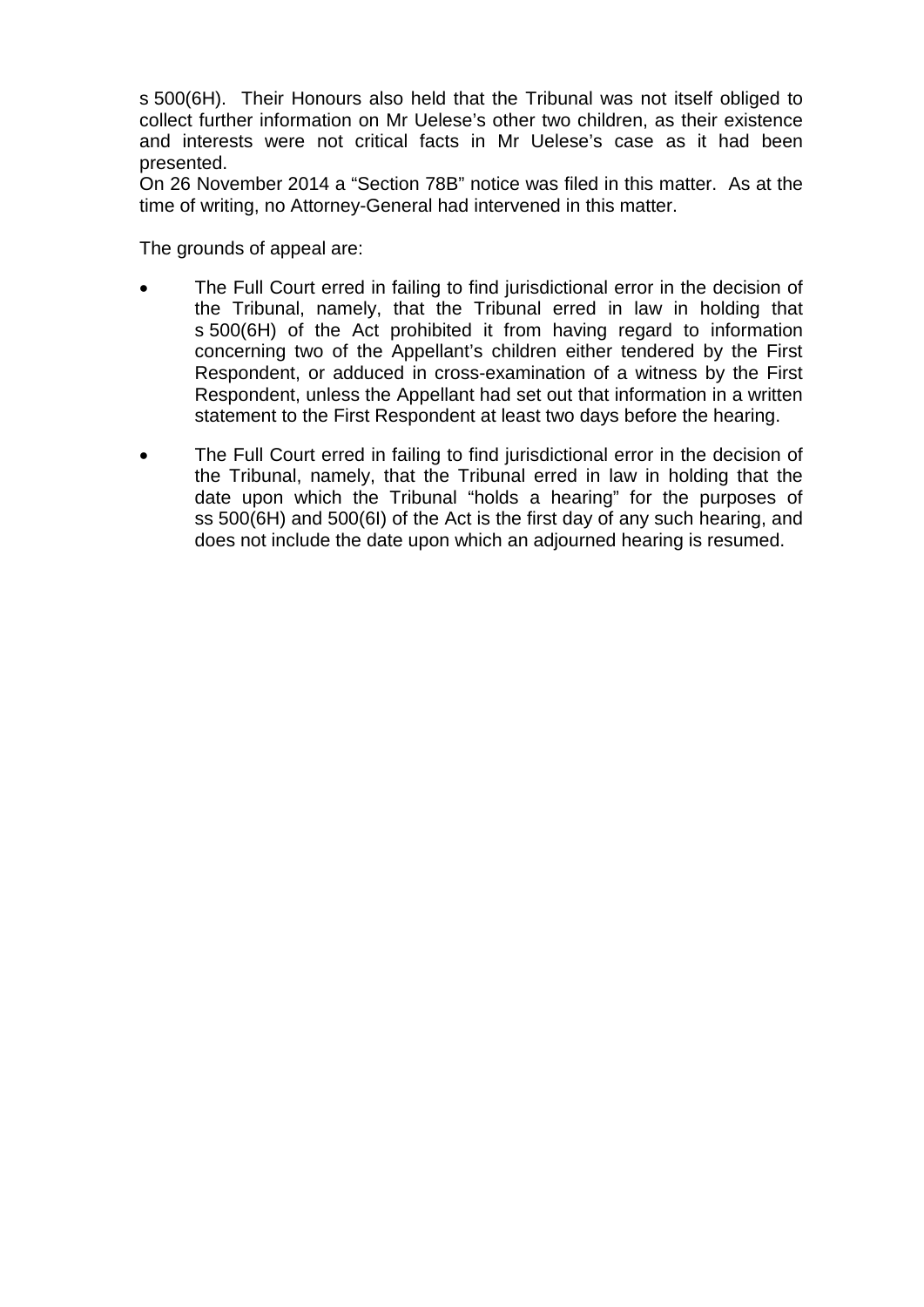s 500(6H). Their Honours also held that the Tribunal was not itself obliged to collect further information on Mr Uelese's other two children, as their existence and interests were not critical facts in Mr Uelese's case as it had been presented.

On 26 November 2014 a "Section 78B" notice was filed in this matter. As at the time of writing, no Attorney-General had intervened in this matter.

The grounds of appeal are:

- The Full Court erred in failing to find jurisdictional error in the decision of the Tribunal, namely, that the Tribunal erred in law in holding that s 500(6H) of the Act prohibited it from having regard to information concerning two of the Appellant's children either tendered by the First Respondent, or adduced in cross-examination of a witness by the First Respondent, unless the Appellant had set out that information in a written statement to the First Respondent at least two days before the hearing.

- The Full Court erred in failing to find jurisdictional error in the decision of the Tribunal, namely, that the Tribunal erred in law in holding that the date upon which the Tribunal "holds a hearing" for the purposes of ss 500(6H) and 500(6I) of the Act is the first day of any such hearing, and does not include the date upon which an adjourned hearing is resumed.